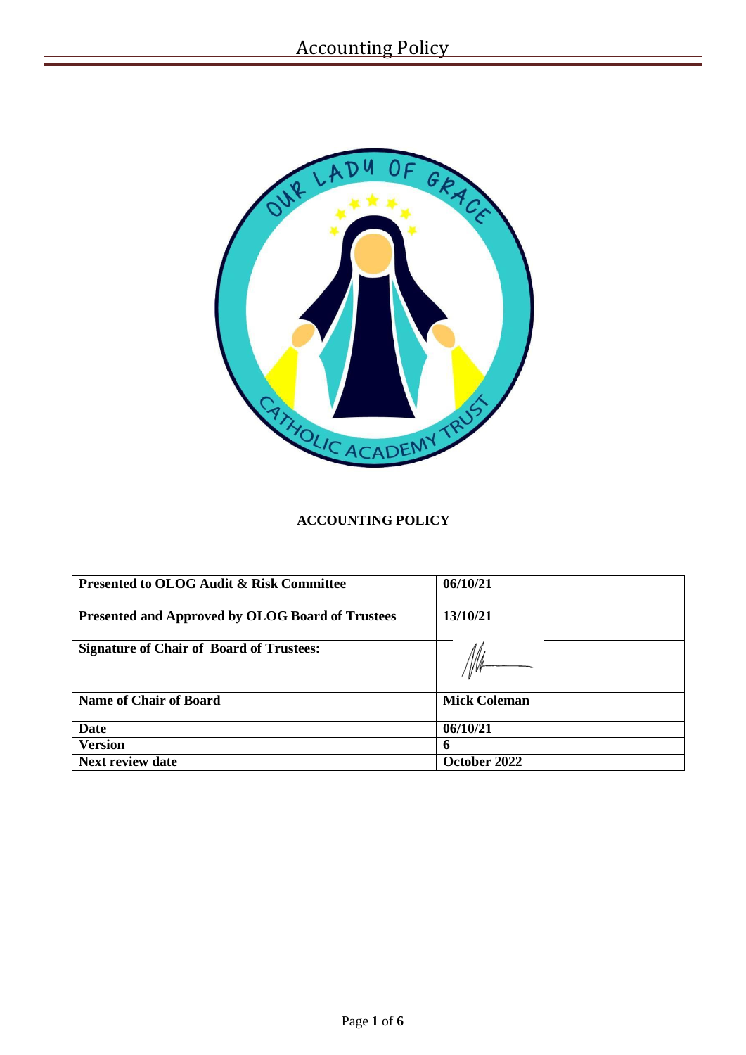# ACCOUNTING POLICY

| | |
|---|---|
| **Presented to OLOG Audit & Risk Committee** | **06/10/21** |
| **Presented and Approved by OLOG Board of Trustees** | **13/10/21** |
| **Signature of Chair of Board of Trustees:** | |
| **Name of Chair of Board** | **Mick Coleman** |
| **Date** | **06/10/21** |
| **Version** | **6** |
| **Next review date** | **October 2022** |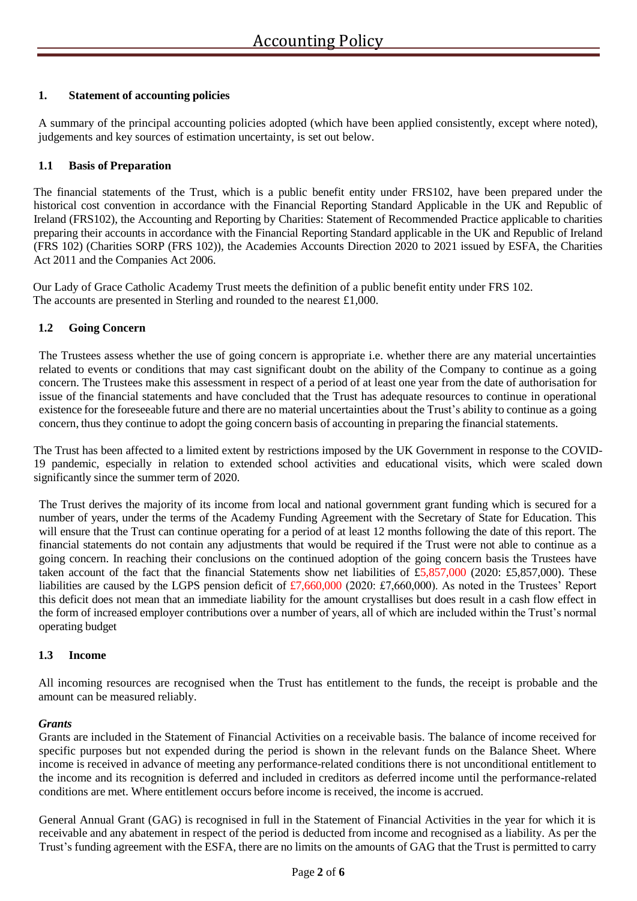# Accounting Policy

## 1. Statement of accounting policies

A summary of the principal accounting policies adopted (which have been applied consistently, except where noted), judgements and key sources of estimation uncertainty, is set out below.

### 1.1 Basis of Preparation

The financial statements of the Trust, which is a public benefit entity under FRS102, have been prepared under the historical cost convention in accordance with the Financial Reporting Standard Applicable in the UK and Republic of Ireland (FRS102), the Accounting and Reporting by Charities: Statement of Recommended Practice applicable to charities preparing their accounts in accordance with the Financial Reporting Standard applicable in the UK and Republic of Ireland (FRS 102) (Charities SORP (FRS 102)), the Academies Accounts Direction 2020 to 2021 issued by ESFA, the Charities Act 2011 and the Companies Act 2006.

Our Lady of Grace Catholic Academy Trust meets the definition of a public benefit entity under FRS 102. The accounts are presented in Sterling and rounded to the nearest £1,000.

### 1.2 Going Concern

The Trustees assess whether the use of going concern is appropriate i.e. whether there are any material uncertainties related to events or conditions that may cast significant doubt on the ability of the Company to continue as a going concern. The Trustees make this assessment in respect of a period of at least one year from the date of authorisation for issue of the financial statements and have concluded that the Trust has adequate resources to continue in operational existence for the foreseeable future and there are no material uncertainties about the Trust's ability to continue as a going concern, thus they continue to adopt the going concern basis of accounting in preparing the financial statements.

The Trust has been affected to a limited extent by restrictions imposed by the UK Government in response to the COVID-19 pandemic, especially in relation to extended school activities and educational visits, which were scaled down significantly since the summer term of 2020.

The Trust derives the majority of its income from local and national government grant funding which is secured for a number of years, under the terms of the Academy Funding Agreement with the Secretary of State for Education. This will ensure that the Trust can continue operating for a period of at least 12 months following the date of this report. The financial statements do not contain any adjustments that would be required if the Trust were not able to continue as a going concern. In reaching their conclusions on the continued adoption of the going concern basis the Trustees have taken account of the fact that the financial Statements show net liabilities of £5,857,000 (2020: £5,857,000). These liabilities are caused by the LGPS pension deficit of £7,660,000 (2020: £7,660,000). As noted in the Trustees' Report this deficit does not mean that an immediate liability for the amount crystallises but does result in a cash flow effect in the form of increased employer contributions over a number of years, all of which are included within the Trust's normal operating budget

### 1.3 Income

All incoming resources are recognised when the Trust has entitlement to the funds, the receipt is probable and the amount can be measured reliably.

***Grants***

Grants are included in the Statement of Financial Activities on a receivable basis. The balance of income received for specific purposes but not expended during the period is shown in the relevant funds on the Balance Sheet. Where income is received in advance of meeting any performance-related conditions there is not unconditional entitlement to the income and its recognition is deferred and included in creditors as deferred income until the performance-related conditions are met. Where entitlement occurs before income is received, the income is accrued.

General Annual Grant (GAG) is recognised in full in the Statement of Financial Activities in the year for which it is receivable and any abatement in respect of the period is deducted from income and recognised as a liability. As per the Trust's funding agreement with the ESFA, there are no limits on the amounts of GAG that the Trust is permitted to carry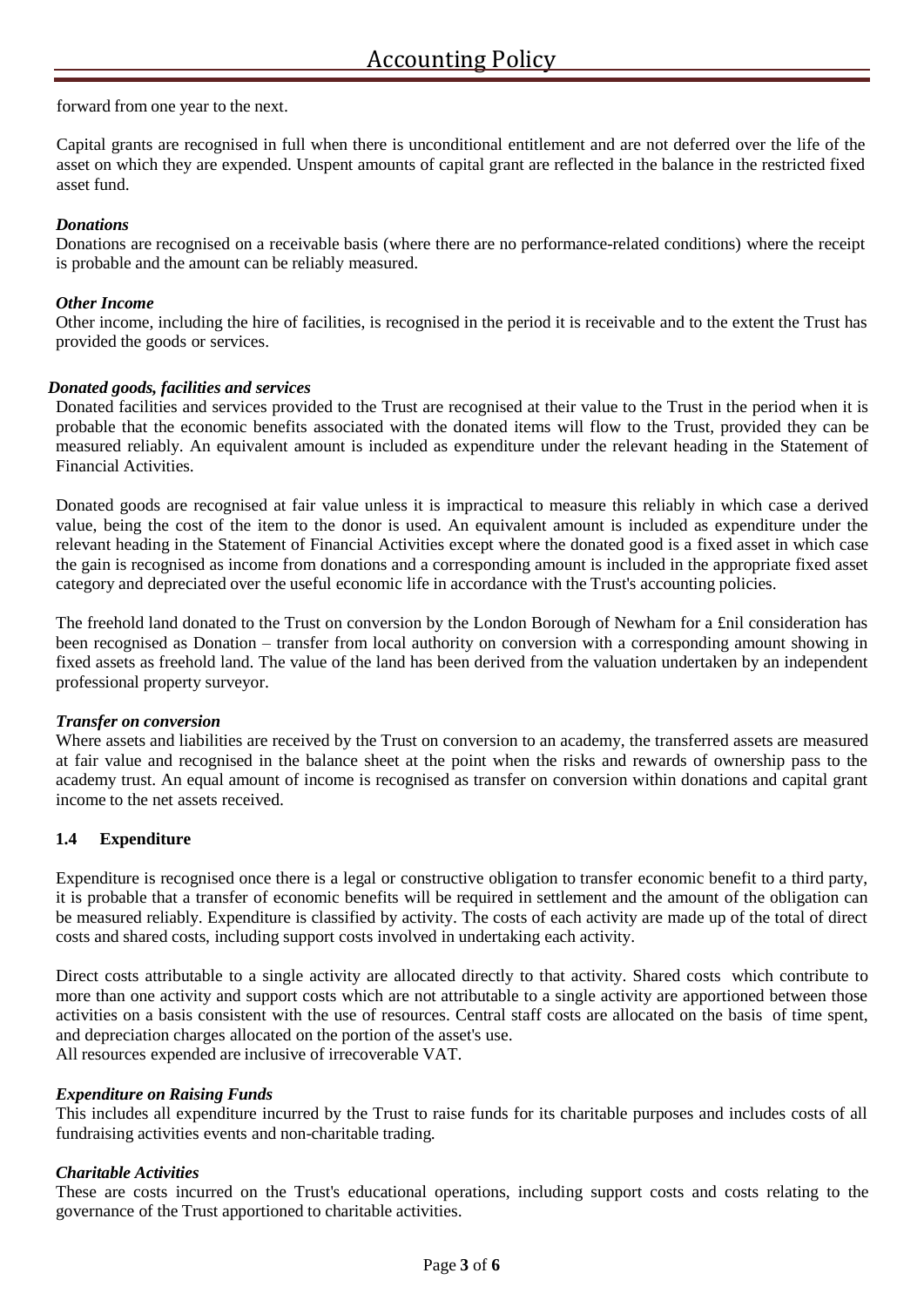forward from one year to the next.

Capital grants are recognised in full when there is unconditional entitlement and are not deferred over the life of the asset on which they are expended. Unspent amounts of capital grant are reflected in the balance in the restricted fixed asset fund.

***Donations***

Donations are recognised on a receivable basis (where there are no performance-related conditions) where the receipt is probable and the amount can be reliably measured.

***Other Income***

Other income, including the hire of facilities, is recognised in the period it is receivable and to the extent the Trust has provided the goods or services.

***Donated goods, facilities and services***

Donated facilities and services provided to the Trust are recognised at their value to the Trust in the period when it is probable that the economic benefits associated with the donated items will flow to the Trust, provided they can be measured reliably. An equivalent amount is included as expenditure under the relevant heading in the Statement of Financial Activities.

Donated goods are recognised at fair value unless it is impractical to measure this reliably in which case a derived value, being the cost of the item to the donor is used. An equivalent amount is included as expenditure under the relevant heading in the Statement of Financial Activities except where the donated good is a fixed asset in which case the gain is recognised as income from donations and a corresponding amount is included in the appropriate fixed asset category and depreciated over the useful economic life in accordance with the Trust's accounting policies.

The freehold land donated to the Trust on conversion by the London Borough of Newham for a £nil consideration has been recognised as Donation – transfer from local authority on conversion with a corresponding amount showing in fixed assets as freehold land. The value of the land has been derived from the valuation undertaken by an independent professional property surveyor.

***Transfer on conversion***

Where assets and liabilities are received by the Trust on conversion to an academy, the transferred assets are measured at fair value and recognised in the balance sheet at the point when the risks and rewards of ownership pass to the academy trust. An equal amount of income is recognised as transfer on conversion within donations and capital grant income to the net assets received.

### 1.4 Expenditure

Expenditure is recognised once there is a legal or constructive obligation to transfer economic benefit to a third party, it is probable that a transfer of economic benefits will be required in settlement and the amount of the obligation can be measured reliably. Expenditure is classified by activity. The costs of each activity are made up of the total of direct costs and shared costs, including support costs involved in undertaking each activity.

Direct costs attributable to a single activity are allocated directly to that activity. Shared costs which contribute to more than one activity and support costs which are not attributable to a single activity are apportioned between those activities on a basis consistent with the use of resources. Central staff costs are allocated on the basis of time spent, and depreciation charges allocated on the portion of the asset's use.
All resources expended are inclusive of irrecoverable VAT.

***Expenditure on Raising Funds***

This includes all expenditure incurred by the Trust to raise funds for its charitable purposes and includes costs of all fundraising activities events and non-charitable trading.

***Charitable Activities***

These are costs incurred on the Trust's educational operations, including support costs and costs relating to the governance of the Trust apportioned to charitable activities.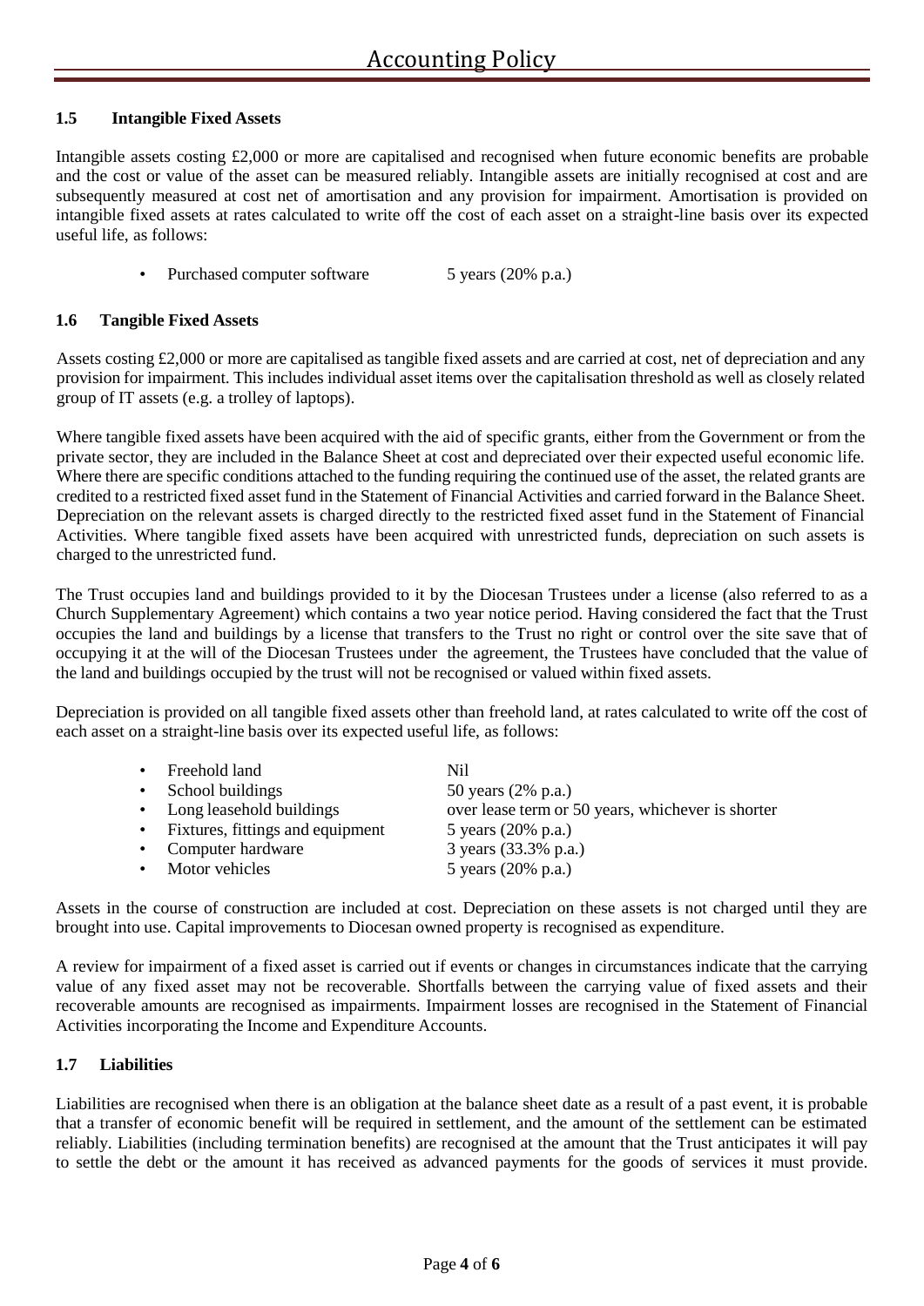# Accounting Policy

### 1.5 Intangible Fixed Assets

Intangible assets costing £2,000 or more are capitalised and recognised when future economic benefits are probable and the cost or value of the asset can be measured reliably. Intangible assets are initially recognised at cost and are subsequently measured at cost net of amortisation and any provision for impairment. Amortisation is provided on intangible fixed assets at rates calculated to write off the cost of each asset on a straight-line basis over its expected useful life, as follows:

- Purchased computer software 5 years (20% p.a.)

### 1.6 Tangible Fixed Assets

Assets costing £2,000 or more are capitalised as tangible fixed assets and are carried at cost, net of depreciation and any provision for impairment. This includes individual asset items over the capitalisation threshold as well as closely related group of IT assets (e.g. a trolley of laptops).

Where tangible fixed assets have been acquired with the aid of specific grants, either from the Government or from the private sector, they are included in the Balance Sheet at cost and depreciated over their expected useful economic life. Where there are specific conditions attached to the funding requiring the continued use of the asset, the related grants are credited to a restricted fixed asset fund in the Statement of Financial Activities and carried forward in the Balance Sheet. Depreciation on the relevant assets is charged directly to the restricted fixed asset fund in the Statement of Financial Activities. Where tangible fixed assets have been acquired with unrestricted funds, depreciation on such assets is charged to the unrestricted fund.

The Trust occupies land and buildings provided to it by the Diocesan Trustees under a license (also referred to as a Church Supplementary Agreement) which contains a two year notice period. Having considered the fact that the Trust occupies the land and buildings by a license that transfers to the Trust no right or control over the site save that of occupying it at the will of the Diocesan Trustees under the agreement, the Trustees have concluded that the value of the land and buildings occupied by the trust will not be recognised or valued within fixed assets.

Depreciation is provided on all tangible fixed assets other than freehold land, at rates calculated to write off the cost of each asset on a straight-line basis over its expected useful life, as follows:

- Freehold land Nil
- School buildings 50 years (2% p.a.)
- Long leasehold buildings over lease term or 50 years, whichever is shorter
- Fixtures, fittings and equipment 5 years (20% p.a.)
- Computer hardware 3 years (33.3% p.a.)
- Motor vehicles 5 years (20% p.a.)

Assets in the course of construction are included at cost. Depreciation on these assets is not charged until they are brought into use. Capital improvements to Diocesan owned property is recognised as expenditure.

A review for impairment of a fixed asset is carried out if events or changes in circumstances indicate that the carrying value of any fixed asset may not be recoverable. Shortfalls between the carrying value of fixed assets and their recoverable amounts are recognised as impairments. Impairment losses are recognised in the Statement of Financial Activities incorporating the Income and Expenditure Accounts.

### 1.7 Liabilities

Liabilities are recognised when there is an obligation at the balance sheet date as a result of a past event, it is probable that a transfer of economic benefit will be required in settlement, and the amount of the settlement can be estimated reliably. Liabilities (including termination benefits) are recognised at the amount that the Trust anticipates it will pay to settle the debt or the amount it has received as advanced payments for the goods of services it must provide.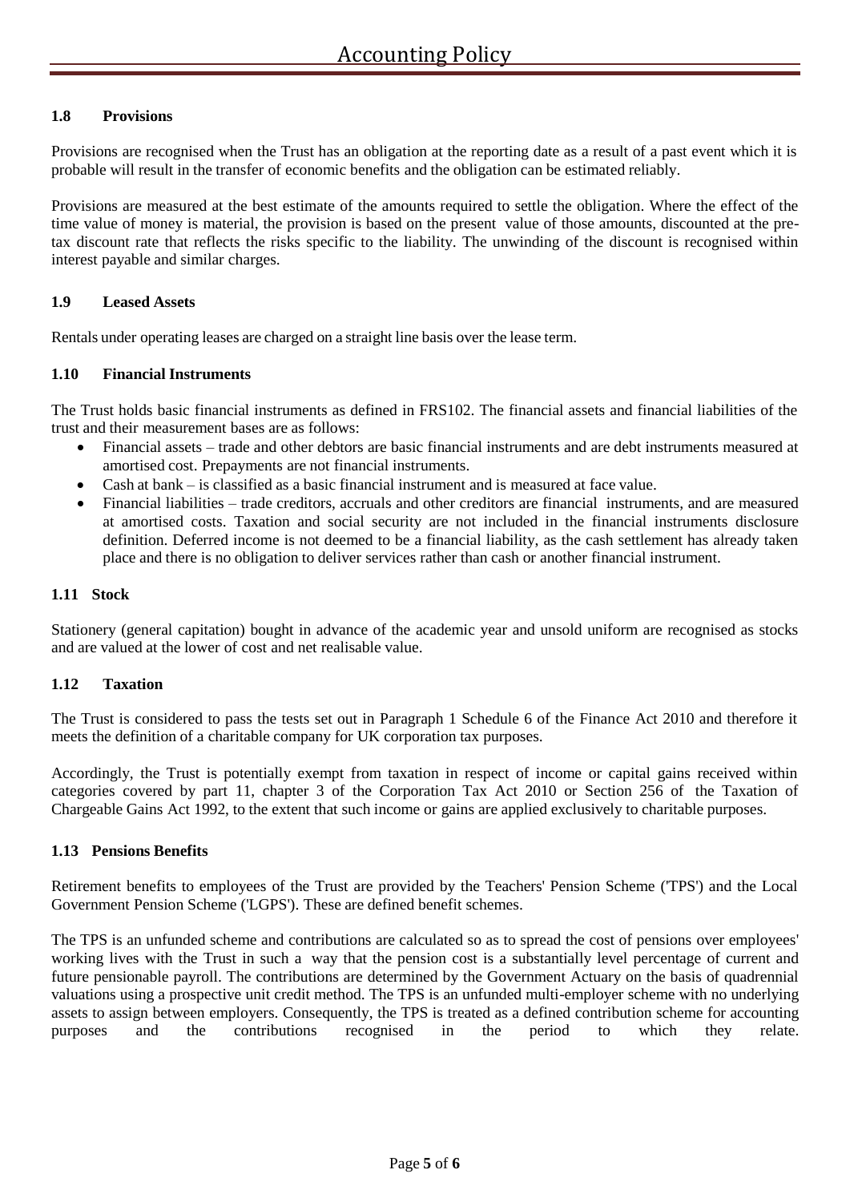# Accounting Policy

### 1.8 Provisions

Provisions are recognised when the Trust has an obligation at the reporting date as a result of a past event which it is probable will result in the transfer of economic benefits and the obligation can be estimated reliably.

Provisions are measured at the best estimate of the amounts required to settle the obligation. Where the effect of the time value of money is material, the provision is based on the present value of those amounts, discounted at the pre-tax discount rate that reflects the risks specific to the liability. The unwinding of the discount is recognised within interest payable and similar charges.

### 1.9 Leased Assets

Rentals under operating leases are charged on a straight line basis over the lease term.

### 1.10 Financial Instruments

The Trust holds basic financial instruments as defined in FRS102. The financial assets and financial liabilities of the trust and their measurement bases are as follows:

- Financial assets – trade and other debtors are basic financial instruments and are debt instruments measured at amortised cost. Prepayments are not financial instruments.
- Cash at bank – is classified as a basic financial instrument and is measured at face value.
- Financial liabilities – trade creditors, accruals and other creditors are financial instruments, and are measured at amortised costs. Taxation and social security are not included in the financial instruments disclosure definition. Deferred income is not deemed to be a financial liability, as the cash settlement has already taken place and there is no obligation to deliver services rather than cash or another financial instrument.

### 1.11 Stock

Stationery (general capitation) bought in advance of the academic year and unsold uniform are recognised as stocks and are valued at the lower of cost and net realisable value.

### 1.12 Taxation

The Trust is considered to pass the tests set out in Paragraph 1 Schedule 6 of the Finance Act 2010 and therefore it meets the definition of a charitable company for UK corporation tax purposes.

Accordingly, the Trust is potentially exempt from taxation in respect of income or capital gains received within categories covered by part 11, chapter 3 of the Corporation Tax Act 2010 or Section 256 of the Taxation of Chargeable Gains Act 1992, to the extent that such income or gains are applied exclusively to charitable purposes.

### 1.13 Pensions Benefits

Retirement benefits to employees of the Trust are provided by the Teachers' Pension Scheme ('TPS') and the Local Government Pension Scheme ('LGPS'). These are defined benefit schemes.

The TPS is an unfunded scheme and contributions are calculated so as to spread the cost of pensions over employees' working lives with the Trust in such a way that the pension cost is a substantially level percentage of current and future pensionable payroll. The contributions are determined by the Government Actuary on the basis of quadrennial valuations using a prospective unit credit method. The TPS is an unfunded multi-employer scheme with no underlying assets to assign between employers. Consequently, the TPS is treated as a defined contribution scheme for accounting purposes and the contributions recognised in the period to which they relate.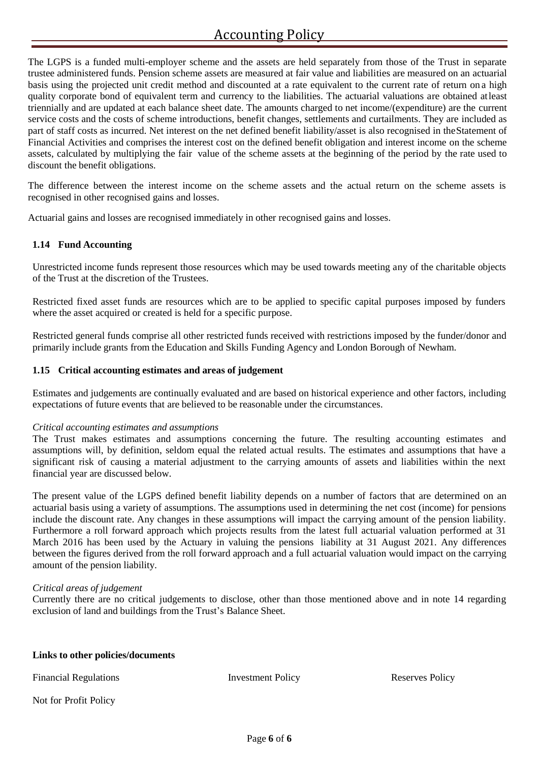The LGPS is a funded multi-employer scheme and the assets are held separately from those of the Trust in separate trustee administered funds. Pension scheme assets are measured at fair value and liabilities are measured on an actuarial basis using the projected unit credit method and discounted at a rate equivalent to the current rate of return on a high quality corporate bond of equivalent term and currency to the liabilities. The actuarial valuations are obtained at least triennially and are updated at each balance sheet date. The amounts charged to net income/(expenditure) are the current service costs and the costs of scheme introductions, benefit changes, settlements and curtailments. They are included as part of staff costs as incurred. Net interest on the net defined benefit liability/asset is also recognised in the Statement of Financial Activities and comprises the interest cost on the defined benefit obligation and interest income on the scheme assets, calculated by multiplying the fair value of the scheme assets at the beginning of the period by the rate used to discount the benefit obligations.

The difference between the interest income on the scheme assets and the actual return on the scheme assets is recognised in other recognised gains and losses.

Actuarial gains and losses are recognised immediately in other recognised gains and losses.

### 1.14 Fund Accounting

Unrestricted income funds represent those resources which may be used towards meeting any of the charitable objects of the Trust at the discretion of the Trustees.

Restricted fixed asset funds are resources which are to be applied to specific capital purposes imposed by funders where the asset acquired or created is held for a specific purpose.

Restricted general funds comprise all other restricted funds received with restrictions imposed by the funder/donor and primarily include grants from the Education and Skills Funding Agency and London Borough of Newham.

### 1.15 Critical accounting estimates and areas of judgement

Estimates and judgements are continually evaluated and are based on historical experience and other factors, including expectations of future events that are believed to be reasonable under the circumstances.

*Critical accounting estimates and assumptions*

The Trust makes estimates and assumptions concerning the future. The resulting accounting estimates and assumptions will, by definition, seldom equal the related actual results. The estimates and assumptions that have a significant risk of causing a material adjustment to the carrying amounts of assets and liabilities within the next financial year are discussed below.

The present value of the LGPS defined benefit liability depends on a number of factors that are determined on an actuarial basis using a variety of assumptions. The assumptions used in determining the net cost (income) for pensions include the discount rate. Any changes in these assumptions will impact the carrying amount of the pension liability. Furthermore a roll forward approach which projects results from the latest full actuarial valuation performed at 31 March 2016 has been used by the Actuary in valuing the pensions liability at 31 August 2021. Any differences between the figures derived from the roll forward approach and a full actuarial valuation would impact on the carrying amount of the pension liability.

*Critical areas of judgement*

Currently there are no critical judgements to disclose, other than those mentioned above and in note 14 regarding exclusion of land and buildings from the Trust's Balance Sheet.

**Links to other policies/documents**

Financial Regulations

Investment Policy

Reserves Policy

Not for Profit Policy